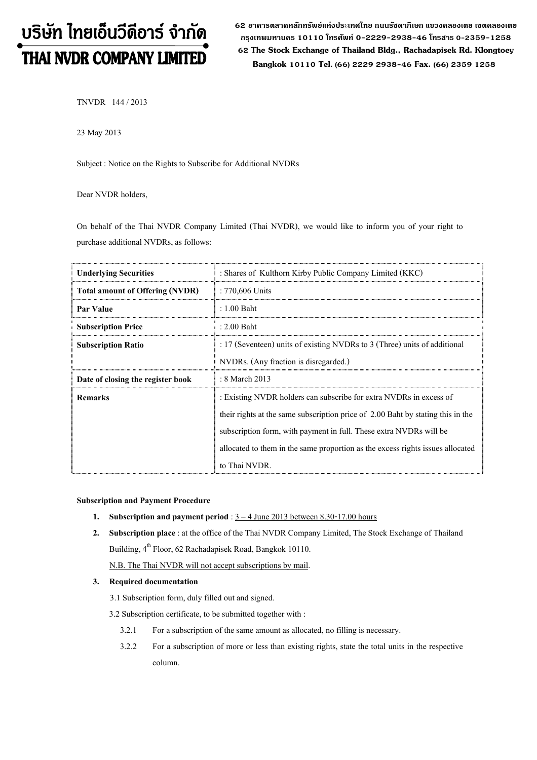# บริษัท ไทยเอ็นวีดีอาร์ จำกัด
# THAI NVDR COMPANY LIMITED

62 อาคารตลาดหลักทรัพย์แห่งประเทศไทย ถนนรัชดาภิเษก แขวงคลองเตย เขตคลองเตย กรุงเทพมหานคร 10110 โทรศัพท์ 0-2229-2938-46 โทรสาร 0-2359-1258
62 The Stock Exchange of Thailand Bldg., Rachadapisek Rd. Klongtoey Bangkok 10110 Tel. (66) 2229 2938-46 Fax. (66) 2359 1258

TNVDR 144 / 2013

23 May 2013

Subject : Notice on the Rights to Subscribe for Additional NVDRs

Dear NVDR holders,

On behalf of the Thai NVDR Company Limited (Thai NVDR), we would like to inform you of your right to purchase additional NVDRs, as follows:

| **Underlying Securities** | : Shares of Kulthorn Kirby Public Company Limited (KKC) |
|---|---|
| **Total amount of Offering (NVDR)** | : 770,606 Units |
| **Par Value** | : 1.00 Baht |
| **Subscription Price** | : 2.00 Baht |
| **Subscription Ratio** | : 17 (Seventeen) units of existing NVDRs to 3 (Three) units of additional NVDRs. (Any fraction is disregarded.) |
| **Date of closing the register book** | : 8 March 2013 |
| **Remarks** | : Existing NVDR holders can subscribe for extra NVDRs in excess of their rights at the same subscription price of 2.00 Baht by stating this in the subscription form, with payment in full. These extra NVDRs will be allocated to them in the same proportion as the excess rights issues allocated to Thai NVDR. |

**Subscription and Payment Procedure**

1. **Subscription and payment period** : 3 – 4 June 2013 between 8.30-17.00 hours
2. **Subscription place** : at the office of the Thai NVDR Company Limited, The Stock Exchange of Thailand Building, 4th Floor, 62 Rachadapisek Road, Bangkok 10110.
   N.B. The Thai NVDR will not accept subscriptions by mail.
3. **Required documentation**
   3.1 Subscription form, duly filled out and signed.
   3.2 Subscription certificate, to be submitted together with :
      3.2.1 For a subscription of the same amount as allocated, no filling is necessary.
      3.2.2 For a subscription of more or less than existing rights, state the total units in the respective column.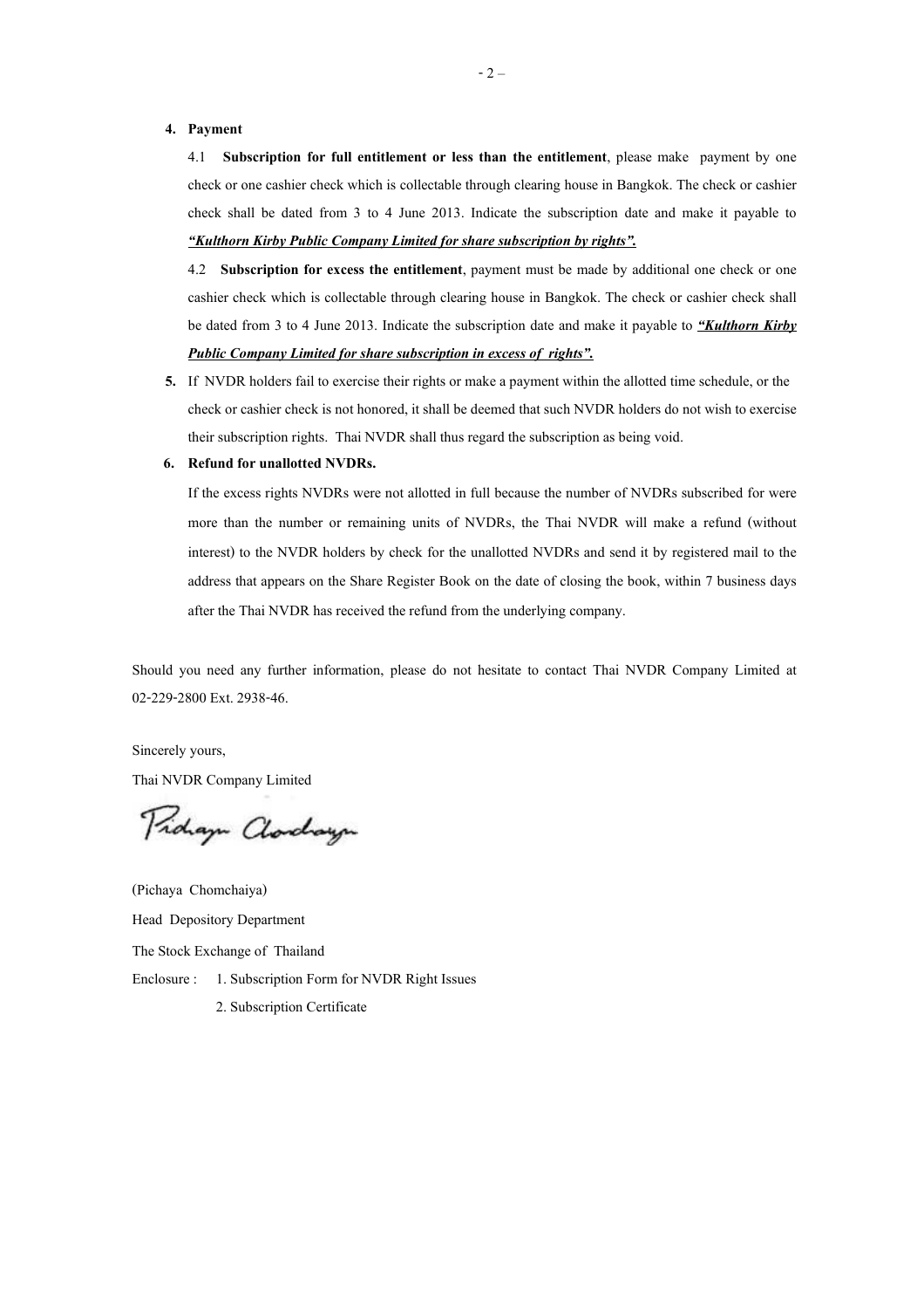4. **Payment**

   4.1 **Subscription for full entitlement or less than the entitlement**, please make payment by one check or one cashier check which is collectable through clearing house in Bangkok. The check or cashier check shall be dated from 3 to 4 June 2013. Indicate the subscription date and make it payable to ***"Kulthorn Kirby Public Company Limited for share subscription by rights".***

   4.2 **Subscription for excess the entitlement**, payment must be made by additional one check or one cashier check which is collectable through clearing house in Bangkok. The check or cashier check shall be dated from 3 to 4 June 2013. Indicate the subscription date and make it payable to ***"Kulthorn Kirby Public Company Limited for share subscription in excess of rights".***

5. If NVDR holders fail to exercise their rights or make a payment within the allotted time schedule, or the check or cashier check is not honored, it shall be deemed that such NVDR holders do not wish to exercise their subscription rights. Thai NVDR shall thus regard the subscription as being void.

6. **Refund for unallotted NVDRs.**

   If the excess rights NVDRs were not allotted in full because the number of NVDRs subscribed for were more than the number or remaining units of NVDRs, the Thai NVDR will make a refund (without interest) to the NVDR holders by check for the unallotted NVDRs and send it by registered mail to the address that appears on the Share Register Book on the date of closing the book, within 7 business days after the Thai NVDR has received the refund from the underlying company.

Should you need any further information, please do not hesitate to contact Thai NVDR Company Limited at 02-229-2800 Ext. 2938-46.

Sincerely yours,

Thai NVDR Company Limited

(Pichaya Chomchaiya)

Head Depository Department

The Stock Exchange of Thailand

Enclosure : 1. Subscription Form for NVDR Right Issues

2. Subscription Certificate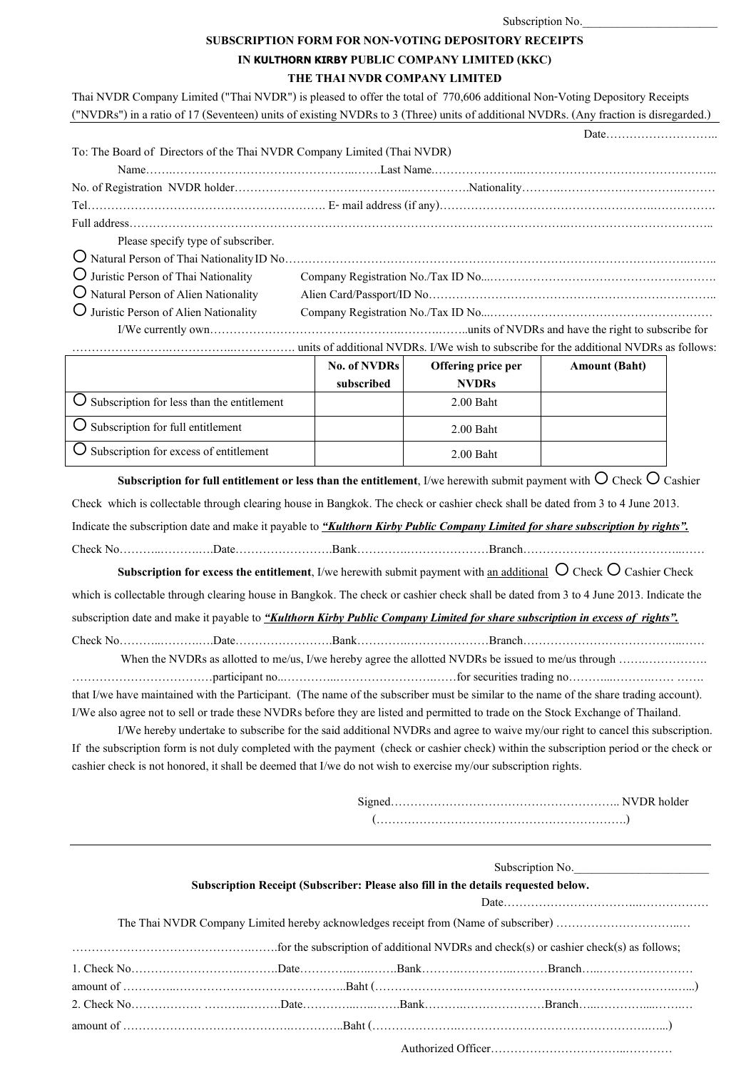Subscription No.______________________

**SUBSCRIPTION FORM FOR NON-VOTING DEPOSITORY RECEIPTS**

**IN KULTHORN KIRBY PUBLIC COMPANY LIMITED (KKC)**

**THE THAI NVDR COMPANY LIMITED**

Thai NVDR Company Limited ("Thai NVDR") is pleased to offer the total of 770,606 additional Non-Voting Depository Receipts ("NVDRs") in a ratio of 17 (Seventeen) units of existing NVDRs to 3 (Three) units of additional NVDRs. (Any fraction is disregarded.)

Date………………………..

To: The Board of Directors of the Thai NVDR Company Limited (Thai NVDR)

Name…….……………………………………..…….Last Name.…………………..………………………………………..

No. of Registration NVDR holder……………………….………..…………….Nationality……….……………………….………

Tel………………………………………………………. E- mail address (if any)………………………………………………….……………

Full address………………………………………………………………………………………….……………………………..

Please specify type of subscriber.

○ Natural Person of Thai Nationality ID No……………………………………………………………………………….……..

○ Juristic Person of Thai Nationality Company Registration No./Tax ID No...…………………………………………………….

○ Natural Person of Alien Nationality Alien Card/Passport/ID No……………………………………………………………..

○ Juristic Person of Alien Nationality Company Registration No./Tax ID No...…………………………………………………

I/We currently own…………………………………………..……….……..units of NVDRs and have the right to subscribe for ……………………..……………..……………. units of additional NVDRs. I/We wish to subscribe for the additional NVDRs as follows:

| | No. of NVDRs subscribed | Offering price per NVDRs | Amount (Baht) |
|---|---|---|---|
| ○ Subscription for less than the entitlement | | 2.00 Baht | |
| ○ Subscription for full entitlement | | 2.00 Baht | |
| ○ Subscription for excess of entitlement | | 2.00 Baht | |

**Subscription for full entitlement or less than the entitlement**, I/we herewith submit payment with ○ Check ○ Cashier Check which is collectable through clearing house in Bangkok. The check or cashier check shall be dated from 3 to 4 June 2013. Indicate the subscription date and make it payable to ***"Kulthorn Kirby Public Company Limited for share subscription by rights".***

Check No………..……..….Date…………………….Bank…………….………………Branch…………………………………..……

**Subscription for excess the entitlement**, I/we herewith submit payment with an additional ○ Check ○ Cashier Check which is collectable through clearing house in Bangkok. The check or cashier check shall be dated from 3 to 4 June 2013. Indicate the subscription date and make it payable to ***"Kulthorn Kirby Public Company Limited for share subscription in excess of rights".***

Check No………..……..….Date…………………….Bank…………….………………Branch…………………………………..……

When the NVDRs as allotted to me/us, I/we hereby agree the allotted NVDRs be issued to me/us through …….……………. ………………………………participant no..…………..……………………..……for securities trading no………...……….…… ……. that I/we have maintained with the Participant. (The name of the subscriber must be similar to the name of the share trading account). I/We also agree not to sell or trade these NVDRs before they are listed and permitted to trade on the Stock Exchange of Thailand.

I/We hereby undertake to subscribe for the said additional NVDRs and agree to waive my/our right to cancel this subscription. If the subscription form is not duly completed with the payment (check or cashier check) within the subscription period or the check or cashier check is not honored, it shall be deemed that I/we do not wish to exercise my/our subscription rights.

Signed………………………………………………….. NVDR holder

(……………………………………………………….)

---

Subscription No.______________________

**Subscription Receipt (Subscriber: Please also fill in the details requested below.**

Date……………………………..………………

The Thai NVDR Company Limited hereby acknowledges receipt from (Name of subscriber) …………………………...…

………………………………………….…….for the subscription of additional NVDRs and check(s) or cashier check(s) as follows;

1. Check No…………………….….…….Date…………..…..…….Bank……….…………..………Branch…..……………………
amount of …………..……………………………………..Baht (…………………….……………………………………………….…...)
2. Check No……………… ……….……….Date…………..…..…….Bank……….…………………Branch…..…………....……..…
amount of …………………………………….…………..Baht (………………….…………………………………………….…...)

Authorized Officer……………………………..…………